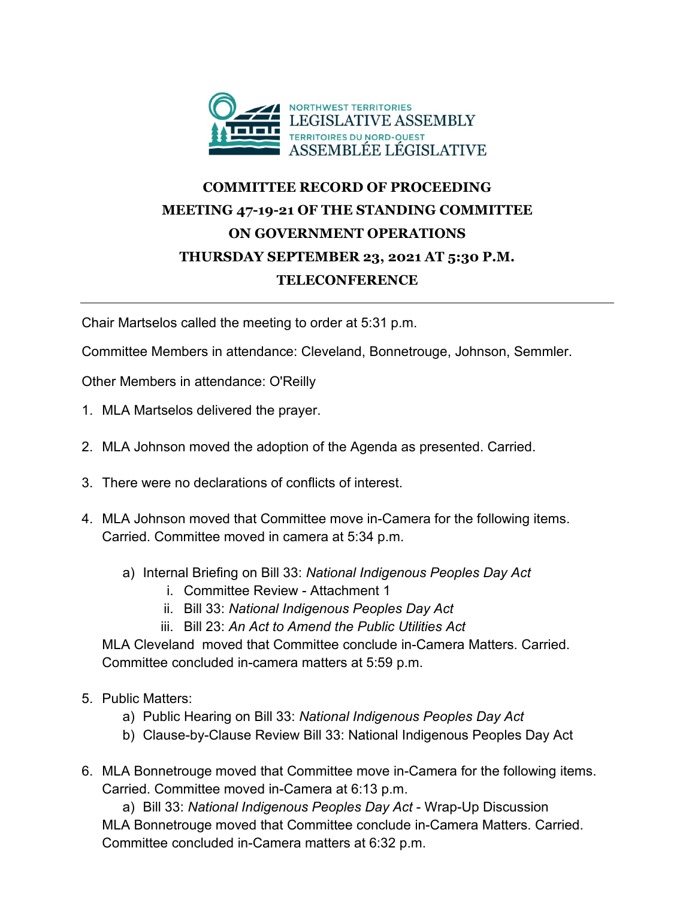NORTHWEST TERRITORIES
LEGISLATIVE ASSEMBLY
TERRITOIRES DU NORD-OUEST
ASSEMBLÉE LÉGISLATIVE

# COMMITTEE RECORD OF PROCEEDING
# MEETING 47-19-21 OF THE STANDING COMMITTEE ON GOVERNMENT OPERATIONS
# THURSDAY SEPTEMBER 23, 2021 AT 5:30 P.M.
# TELECONFERENCE

---

Chair Martselos called the meeting to order at 5:31 p.m.

Committee Members in attendance: Cleveland, Bonnetrouge, Johnson, Semmler.

Other Members in attendance: O'Reilly

1. MLA Martselos delivered the prayer.

2. MLA Johnson moved the adoption of the Agenda as presented. Carried.

3. There were no declarations of conflicts of interest.

4. MLA Johnson moved that Committee move in-Camera for the following items. Carried. Committee moved in camera at 5:34 p.m.

   a) Internal Briefing on Bill 33: *National Indigenous Peoples Day Act*
      i. Committee Review - Attachment 1
      ii. Bill 33: *National Indigenous Peoples Day Act*
      iii. Bill 23: *An Act to Amend the Public Utilities Act*

   MLA Cleveland moved that Committee conclude in-Camera Matters. Carried. Committee concluded in-camera matters at 5:59 p.m.

5. Public Matters:
   a) Public Hearing on Bill 33: *National Indigenous Peoples Day Act*
   b) Clause-by-Clause Review Bill 33: National Indigenous Peoples Day Act

6. MLA Bonnetrouge moved that Committee move in-Camera for the following items. Carried. Committee moved in-Camera at 6:13 p.m.

   a) Bill 33: *National Indigenous Peoples Day Act* - Wrap-Up Discussion

   MLA Bonnetrouge moved that Committee conclude in-Camera Matters. Carried. Committee concluded in-Camera matters at 6:32 p.m.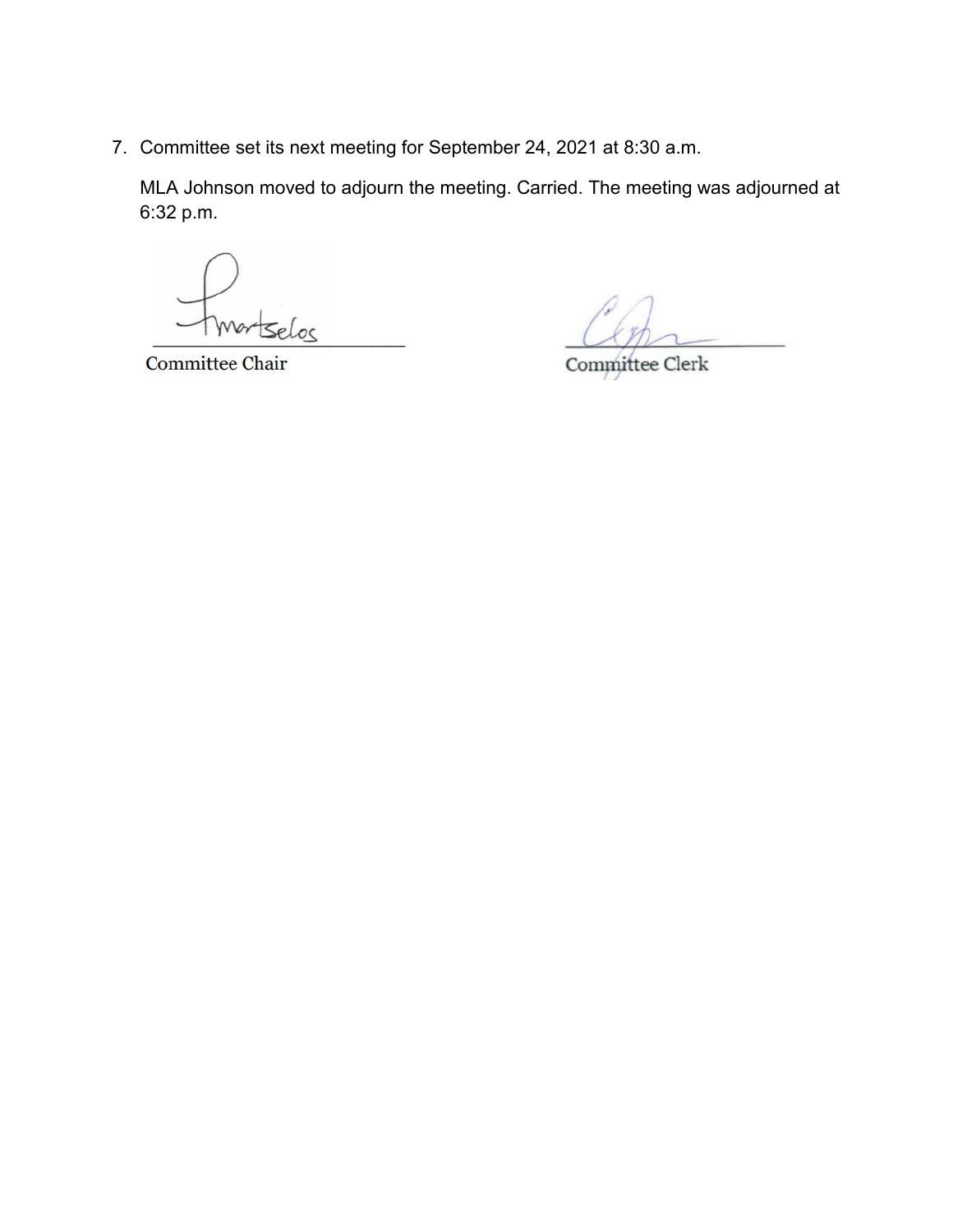7. Committee set its next meeting for September 24, 2021 at 8:30 a.m.

   MLA Johnson moved to adjourn the meeting. Carried. The meeting was adjourned at 6:32 p.m.

Committee Chair

Committee Clerk